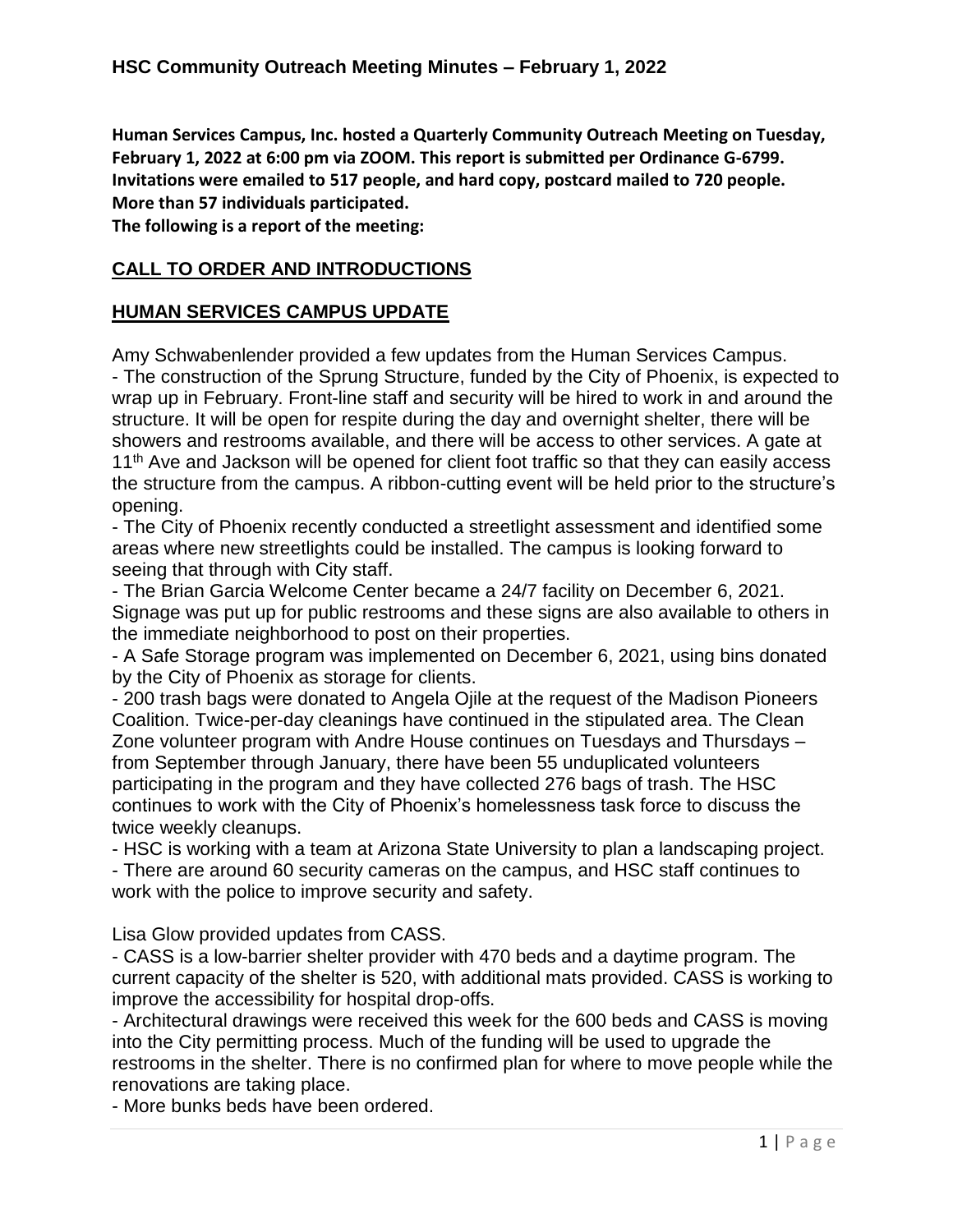## HSC Community Outreach Meeting Minutes – February 1, 2022

**Human Services Campus, Inc. hosted a Quarterly Community Outreach Meeting on Tuesday, February 1, 2022 at 6:00 pm via ZOOM. This report is submitted per Ordinance G-6799. Invitations were emailed to 517 people, and hard copy, postcard mailed to 720 people. More than 57 individuals participated.**
**The following is a report of the meeting:**

### CALL TO ORDER AND INTRODUCTIONS

### HUMAN SERVICES CAMPUS UPDATE

Amy Schwabenlender provided a few updates from the Human Services Campus.

- The construction of the Sprung Structure, funded by the City of Phoenix, is expected to wrap up in February. Front-line staff and security will be hired to work in and around the structure. It will be open for respite during the day and overnight shelter, there will be showers and restrooms available, and there will be access to other services. A gate at 11th Ave and Jackson will be opened for client foot traffic so that they can easily access the structure from the campus. A ribbon-cutting event will be held prior to the structure's opening.
- The City of Phoenix recently conducted a streetlight assessment and identified some areas where new streetlights could be installed. The campus is looking forward to seeing that through with City staff.
- The Brian Garcia Welcome Center became a 24/7 facility on December 6, 2021. Signage was put up for public restrooms and these signs are also available to others in the immediate neighborhood to post on their properties.
- A Safe Storage program was implemented on December 6, 2021, using bins donated by the City of Phoenix as storage for clients.
- 200 trash bags were donated to Angela Ojile at the request of the Madison Pioneers Coalition. Twice-per-day cleanings have continued in the stipulated area. The Clean Zone volunteer program with Andre House continues on Tuesdays and Thursdays – from September through January, there have been 55 unduplicated volunteers participating in the program and they have collected 276 bags of trash. The HSC continues to work with the City of Phoenix's homelessness task force to discuss the twice weekly cleanups.
- HSC is working with a team at Arizona State University to plan a landscaping project.
- There are around 60 security cameras on the campus, and HSC staff continues to work with the police to improve security and safety.

Lisa Glow provided updates from CASS.

- CASS is a low-barrier shelter provider with 470 beds and a daytime program. The current capacity of the shelter is 520, with additional mats provided. CASS is working to improve the accessibility for hospital drop-offs.
- Architectural drawings were received this week for the 600 beds and CASS is moving into the City permitting process. Much of the funding will be used to upgrade the restrooms in the shelter. There is no confirmed plan for where to move people while the renovations are taking place.
- More bunks beds have been ordered.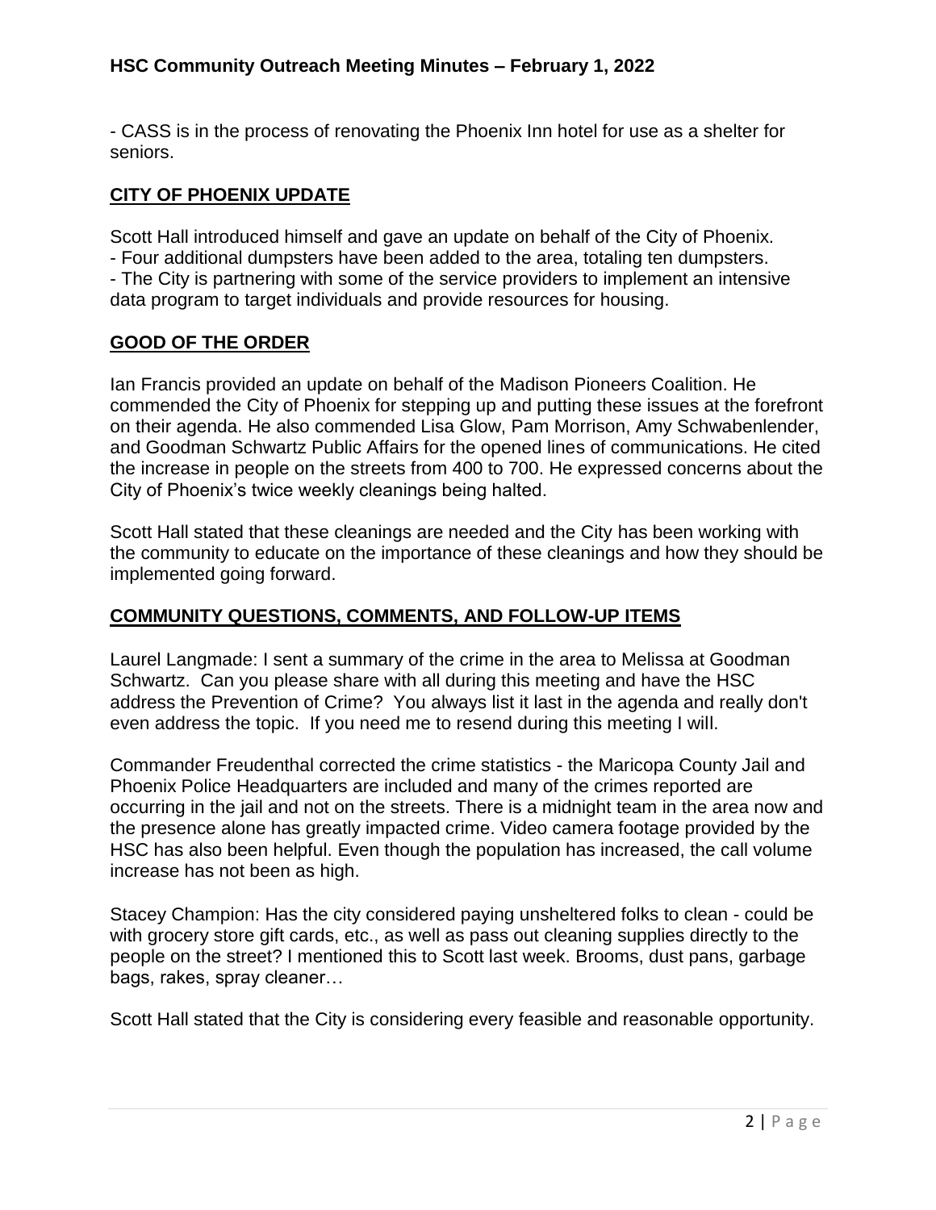- CASS is in the process of renovating the Phoenix Inn hotel for use as a shelter for seniors.

## CITY OF PHOENIX UPDATE

Scott Hall introduced himself and gave an update on behalf of the City of Phoenix.
- Four additional dumpsters have been added to the area, totaling ten dumpsters.
- The City is partnering with some of the service providers to implement an intensive data program to target individuals and provide resources for housing.

## GOOD OF THE ORDER

Ian Francis provided an update on behalf of the Madison Pioneers Coalition. He commended the City of Phoenix for stepping up and putting these issues at the forefront on their agenda. He also commended Lisa Glow, Pam Morrison, Amy Schwabenlender, and Goodman Schwartz Public Affairs for the opened lines of communications. He cited the increase in people on the streets from 400 to 700. He expressed concerns about the City of Phoenix's twice weekly cleanings being halted.

Scott Hall stated that these cleanings are needed and the City has been working with the community to educate on the importance of these cleanings and how they should be implemented going forward.

## COMMUNITY QUESTIONS, COMMENTS, AND FOLLOW-UP ITEMS

Laurel Langmade: I sent a summary of the crime in the area to Melissa at Goodman Schwartz. Can you please share with all during this meeting and have the HSC address the Prevention of Crime? You always list it last in the agenda and really don't even address the topic. If you need me to resend during this meeting I will.

Commander Freudenthal corrected the crime statistics - the Maricopa County Jail and Phoenix Police Headquarters are included and many of the crimes reported are occurring in the jail and not on the streets. There is a midnight team in the area now and the presence alone has greatly impacted crime. Video camera footage provided by the HSC has also been helpful. Even though the population has increased, the call volume increase has not been as high.

Stacey Champion: Has the city considered paying unsheltered folks to clean - could be with grocery store gift cards, etc., as well as pass out cleaning supplies directly to the people on the street? I mentioned this to Scott last week. Brooms, dust pans, garbage bags, rakes, spray cleaner…

Scott Hall stated that the City is considering every feasible and reasonable opportunity.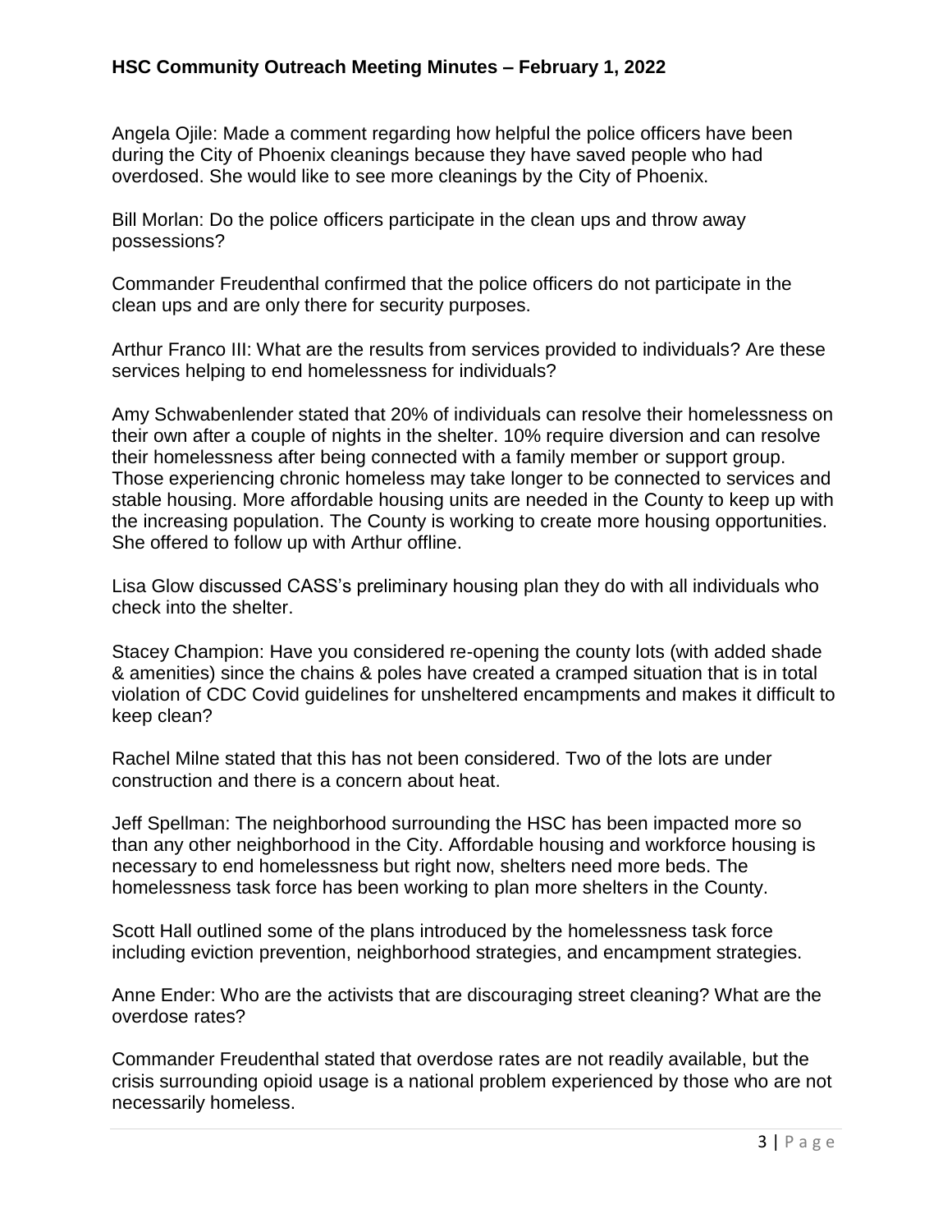Angela Ojile: Made a comment regarding how helpful the police officers have been during the City of Phoenix cleanings because they have saved people who had overdosed. She would like to see more cleanings by the City of Phoenix.

Bill Morlan: Do the police officers participate in the clean ups and throw away possessions?

Commander Freudenthal confirmed that the police officers do not participate in the clean ups and are only there for security purposes.

Arthur Franco III: What are the results from services provided to individuals? Are these services helping to end homelessness for individuals?

Amy Schwabenlender stated that 20% of individuals can resolve their homelessness on their own after a couple of nights in the shelter. 10% require diversion and can resolve their homelessness after being connected with a family member or support group. Those experiencing chronic homeless may take longer to be connected to services and stable housing. More affordable housing units are needed in the County to keep up with the increasing population. The County is working to create more housing opportunities. She offered to follow up with Arthur offline.

Lisa Glow discussed CASS's preliminary housing plan they do with all individuals who check into the shelter.

Stacey Champion: Have you considered re-opening the county lots (with added shade & amenities) since the chains & poles have created a cramped situation that is in total violation of CDC Covid guidelines for unsheltered encampments and makes it difficult to keep clean?

Rachel Milne stated that this has not been considered. Two of the lots are under construction and there is a concern about heat.

Jeff Spellman: The neighborhood surrounding the HSC has been impacted more so than any other neighborhood in the City. Affordable housing and workforce housing is necessary to end homelessness but right now, shelters need more beds. The homelessness task force has been working to plan more shelters in the County.

Scott Hall outlined some of the plans introduced by the homelessness task force including eviction prevention, neighborhood strategies, and encampment strategies.

Anne Ender: Who are the activists that are discouraging street cleaning? What are the overdose rates?

Commander Freudenthal stated that overdose rates are not readily available, but the crisis surrounding opioid usage is a national problem experienced by those who are not necessarily homeless.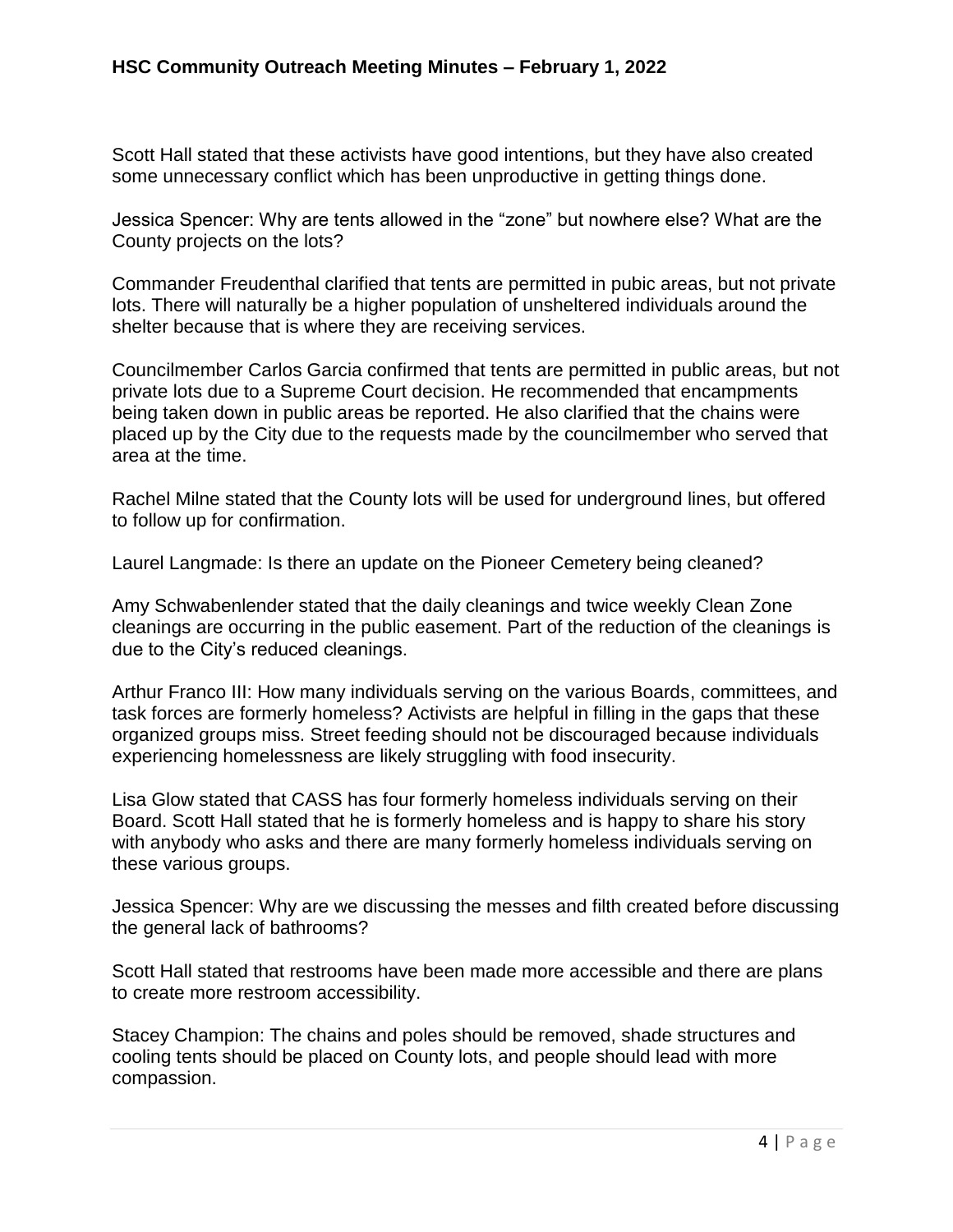Scott Hall stated that these activists have good intentions, but they have also created some unnecessary conflict which has been unproductive in getting things done.

Jessica Spencer: Why are tents allowed in the "zone" but nowhere else? What are the County projects on the lots?

Commander Freudenthal clarified that tents are permitted in pubic areas, but not private lots. There will naturally be a higher population of unsheltered individuals around the shelter because that is where they are receiving services.

Councilmember Carlos Garcia confirmed that tents are permitted in public areas, but not private lots due to a Supreme Court decision. He recommended that encampments being taken down in public areas be reported. He also clarified that the chains were placed up by the City due to the requests made by the councilmember who served that area at the time.

Rachel Milne stated that the County lots will be used for underground lines, but offered to follow up for confirmation.

Laurel Langmade: Is there an update on the Pioneer Cemetery being cleaned?

Amy Schwabenlender stated that the daily cleanings and twice weekly Clean Zone cleanings are occurring in the public easement. Part of the reduction of the cleanings is due to the City's reduced cleanings.

Arthur Franco III: How many individuals serving on the various Boards, committees, and task forces are formerly homeless? Activists are helpful in filling in the gaps that these organized groups miss. Street feeding should not be discouraged because individuals experiencing homelessness are likely struggling with food insecurity.

Lisa Glow stated that CASS has four formerly homeless individuals serving on their Board. Scott Hall stated that he is formerly homeless and is happy to share his story with anybody who asks and there are many formerly homeless individuals serving on these various groups.

Jessica Spencer: Why are we discussing the messes and filth created before discussing the general lack of bathrooms?

Scott Hall stated that restrooms have been made more accessible and there are plans to create more restroom accessibility.

Stacey Champion: The chains and poles should be removed, shade structures and cooling tents should be placed on County lots, and people should lead with more compassion.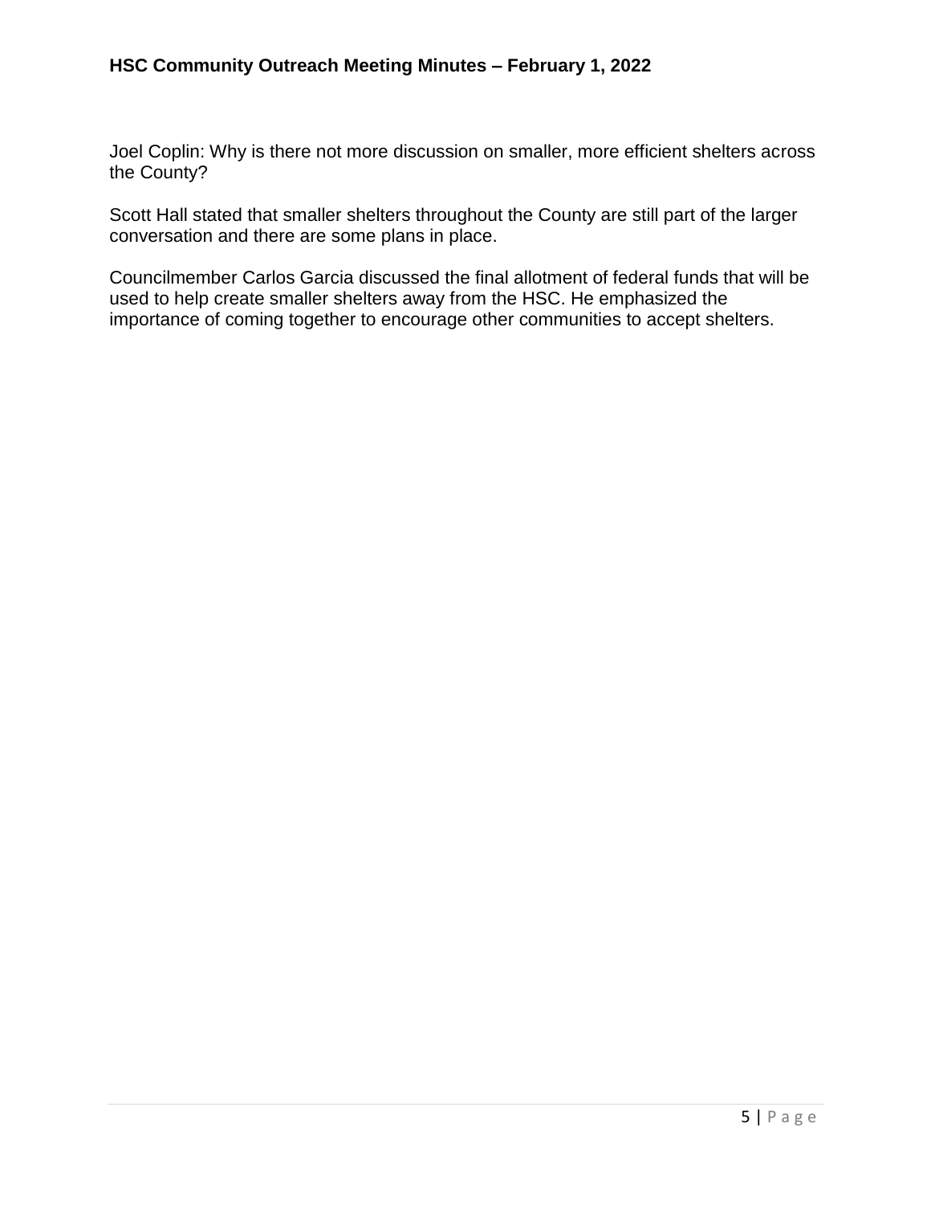Joel Coplin: Why is there not more discussion on smaller, more efficient shelters across the County?

Scott Hall stated that smaller shelters throughout the County are still part of the larger conversation and there are some plans in place.

Councilmember Carlos Garcia discussed the final allotment of federal funds that will be used to help create smaller shelters away from the HSC. He emphasized the importance of coming together to encourage other communities to accept shelters.